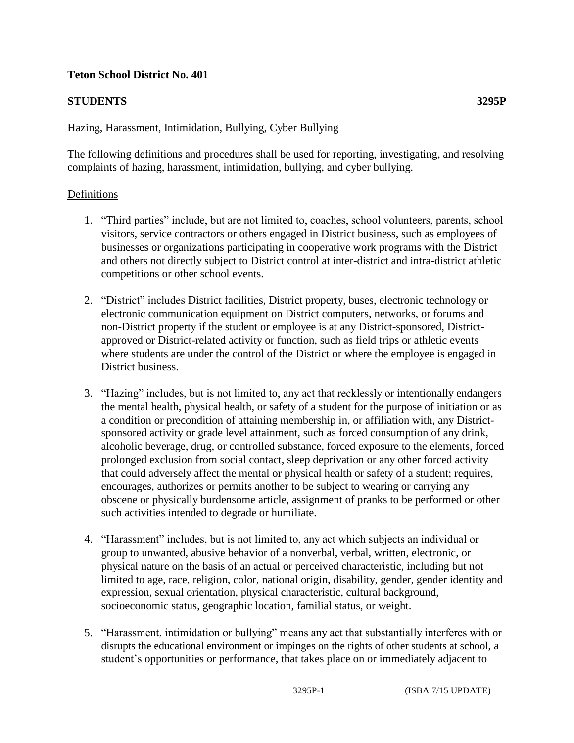**Teton School District No. 401**

**STUDENTS** **3295P**

Hazing, Harassment, Intimidation, Bullying, Cyber Bullying

The following definitions and procedures shall be used for reporting, investigating, and resolving complaints of hazing, harassment, intimidation, bullying, and cyber bullying.

Definitions

1. "Third parties" include, but are not limited to, coaches, school volunteers, parents, school visitors, service contractors or others engaged in District business, such as employees of businesses or organizations participating in cooperative work programs with the District and others not directly subject to District control at inter-district and intra-district athletic competitions or other school events.

2. "District" includes District facilities, District property, buses, electronic technology or electronic communication equipment on District computers, networks, or forums and non-District property if the student or employee is at any District-sponsored, District-approved or District-related activity or function, such as field trips or athletic events where students are under the control of the District or where the employee is engaged in District business.

3. "Hazing" includes, but is not limited to, any act that recklessly or intentionally endangers the mental health, physical health, or safety of a student for the purpose of initiation or as a condition or precondition of attaining membership in, or affiliation with, any District-sponsored activity or grade level attainment, such as forced consumption of any drink, alcoholic beverage, drug, or controlled substance, forced exposure to the elements, forced prolonged exclusion from social contact, sleep deprivation or any other forced activity that could adversely affect the mental or physical health or safety of a student; requires, encourages, authorizes or permits another to be subject to wearing or carrying any obscene or physically burdensome article, assignment of pranks to be performed or other such activities intended to degrade or humiliate.

4. "Harassment" includes, but is not limited to, any act which subjects an individual or group to unwanted, abusive behavior of a nonverbal, verbal, written, electronic, or physical nature on the basis of an actual or perceived characteristic, including but not limited to age, race, religion, color, national origin, disability, gender, gender identity and expression, sexual orientation, physical characteristic, cultural background, socioeconomic status, geographic location, familial status, or weight.

5. "Harassment, intimidation or bullying" means any act that substantially interferes with or disrupts the educational environment or impinges on the rights of other students at school, a student's opportunities or performance, that takes place on or immediately adjacent to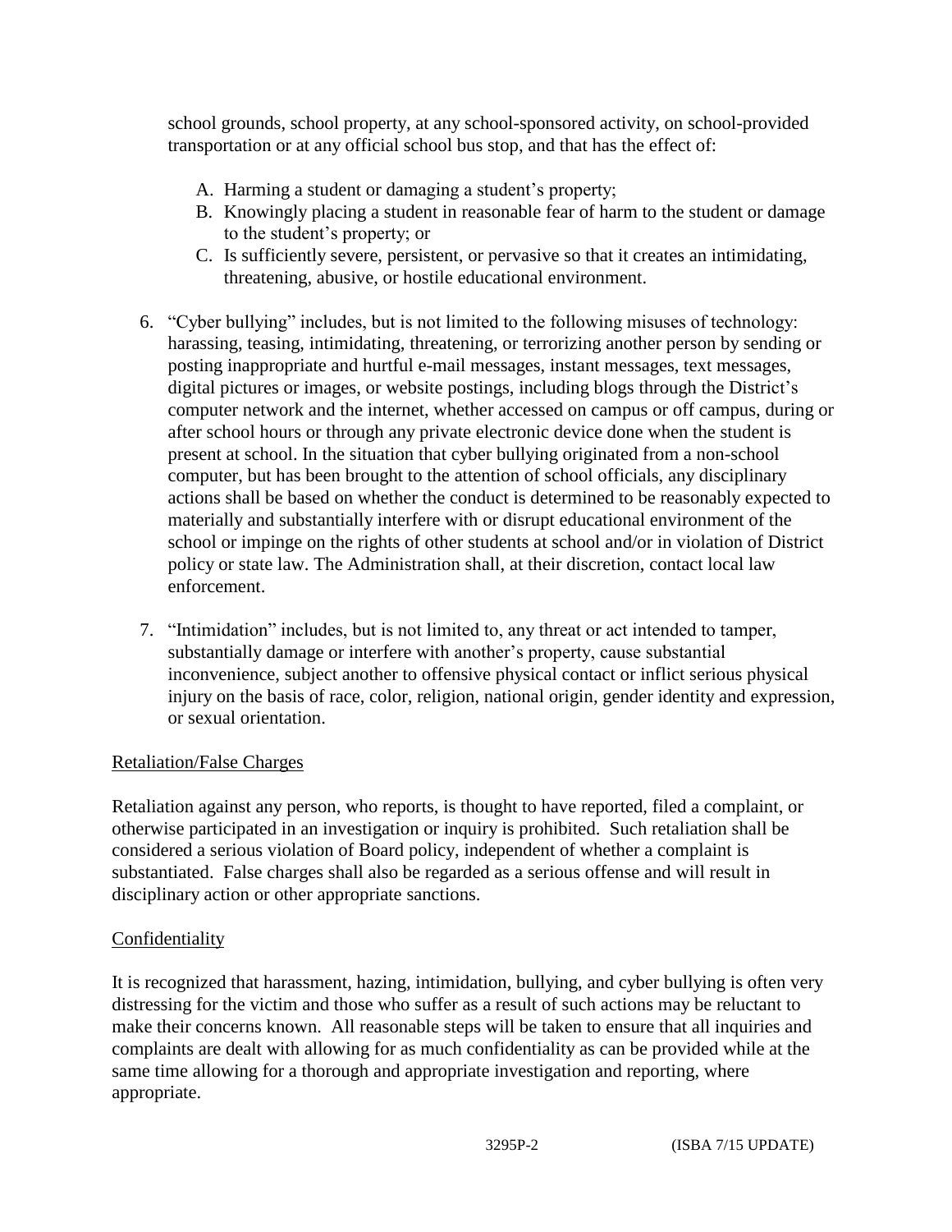school grounds, school property, at any school-sponsored activity, on school-provided transportation or at any official school bus stop, and that has the effect of:

A. Harming a student or damaging a student's property;
B. Knowingly placing a student in reasonable fear of harm to the student or damage to the student's property; or
C. Is sufficiently severe, persistent, or pervasive so that it creates an intimidating, threatening, abusive, or hostile educational environment.

6. "Cyber bullying" includes, but is not limited to the following misuses of technology: harassing, teasing, intimidating, threatening, or terrorizing another person by sending or posting inappropriate and hurtful e-mail messages, instant messages, text messages, digital pictures or images, or website postings, including blogs through the District's computer network and the internet, whether accessed on campus or off campus, during or after school hours or through any private electronic device done when the student is present at school. In the situation that cyber bullying originated from a non-school computer, but has been brought to the attention of school officials, any disciplinary actions shall be based on whether the conduct is determined to be reasonably expected to materially and substantially interfere with or disrupt educational environment of the school or impinge on the rights of other students at school and/or in violation of District policy or state law. The Administration shall, at their discretion, contact local law enforcement.

7. "Intimidation" includes, but is not limited to, any threat or act intended to tamper, substantially damage or interfere with another's property, cause substantial inconvenience, subject another to offensive physical contact or inflict serious physical injury on the basis of race, color, religion, national origin, gender identity and expression, or sexual orientation.

## Retaliation/False Charges

Retaliation against any person, who reports, is thought to have reported, filed a complaint, or otherwise participated in an investigation or inquiry is prohibited. Such retaliation shall be considered a serious violation of Board policy, independent of whether a complaint is substantiated. False charges shall also be regarded as a serious offense and will result in disciplinary action or other appropriate sanctions.

## Confidentiality

It is recognized that harassment, hazing, intimidation, bullying, and cyber bullying is often very distressing for the victim and those who suffer as a result of such actions may be reluctant to make their concerns known. All reasonable steps will be taken to ensure that all inquiries and complaints are dealt with allowing for as much confidentiality as can be provided while at the same time allowing for a thorough and appropriate investigation and reporting, where appropriate.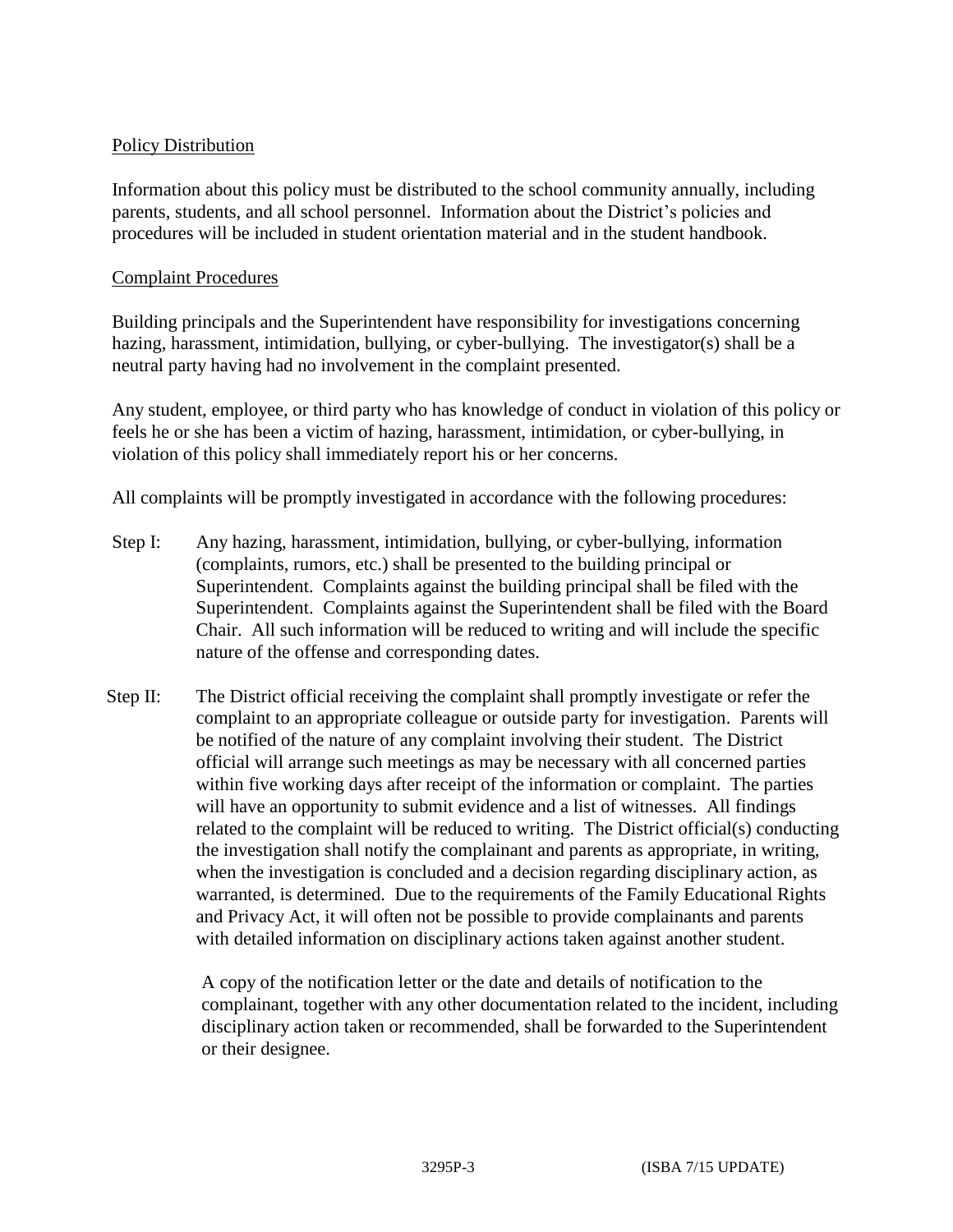## Policy Distribution

Information about this policy must be distributed to the school community annually, including parents, students, and all school personnel. Information about the District's policies and procedures will be included in student orientation material and in the student handbook.

## Complaint Procedures

Building principals and the Superintendent have responsibility for investigations concerning hazing, harassment, intimidation, bullying, or cyber-bullying. The investigator(s) shall be a neutral party having had no involvement in the complaint presented.

Any student, employee, or third party who has knowledge of conduct in violation of this policy or feels he or she has been a victim of hazing, harassment, intimidation, or cyber-bullying, in violation of this policy shall immediately report his or her concerns.

All complaints will be promptly investigated in accordance with the following procedures:

Step I: Any hazing, harassment, intimidation, bullying, or cyber-bullying, information (complaints, rumors, etc.) shall be presented to the building principal or Superintendent. Complaints against the building principal shall be filed with the Superintendent. Complaints against the Superintendent shall be filed with the Board Chair. All such information will be reduced to writing and will include the specific nature of the offense and corresponding dates.

Step II: The District official receiving the complaint shall promptly investigate or refer the complaint to an appropriate colleague or outside party for investigation. Parents will be notified of the nature of any complaint involving their student. The District official will arrange such meetings as may be necessary with all concerned parties within five working days after receipt of the information or complaint. The parties will have an opportunity to submit evidence and a list of witnesses. All findings related to the complaint will be reduced to writing. The District official(s) conducting the investigation shall notify the complainant and parents as appropriate, in writing, when the investigation is concluded and a decision regarding disciplinary action, as warranted, is determined. Due to the requirements of the Family Educational Rights and Privacy Act, it will often not be possible to provide complainants and parents with detailed information on disciplinary actions taken against another student.

A copy of the notification letter or the date and details of notification to the complainant, together with any other documentation related to the incident, including disciplinary action taken or recommended, shall be forwarded to the Superintendent or their designee.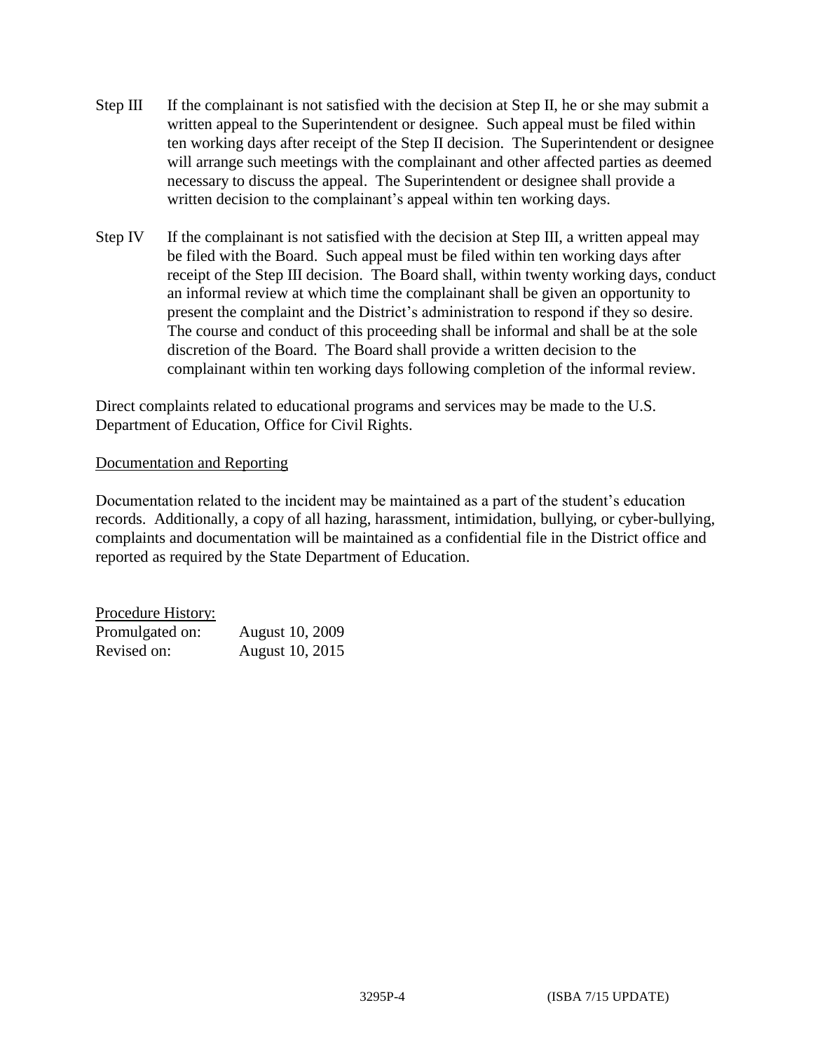Step III If the complainant is not satisfied with the decision at Step II, he or she may submit a written appeal to the Superintendent or designee. Such appeal must be filed within ten working days after receipt of the Step II decision. The Superintendent or designee will arrange such meetings with the complainant and other affected parties as deemed necessary to discuss the appeal. The Superintendent or designee shall provide a written decision to the complainant's appeal within ten working days.

Step IV If the complainant is not satisfied with the decision at Step III, a written appeal may be filed with the Board. Such appeal must be filed within ten working days after receipt of the Step III decision. The Board shall, within twenty working days, conduct an informal review at which time the complainant shall be given an opportunity to present the complaint and the District's administration to respond if they so desire. The course and conduct of this proceeding shall be informal and shall be at the sole discretion of the Board. The Board shall provide a written decision to the complainant within ten working days following completion of the informal review.

Direct complaints related to educational programs and services may be made to the U.S. Department of Education, Office for Civil Rights.

Documentation and Reporting

Documentation related to the incident may be maintained as a part of the student's education records. Additionally, a copy of all hazing, harassment, intimidation, bullying, or cyber-bullying, complaints and documentation will be maintained as a confidential file in the District office and reported as required by the State Department of Education.

Procedure History:
Promulgated on: August 10, 2009
Revised on: August 10, 2015

3295P-4 (ISBA 7/15 UPDATE)